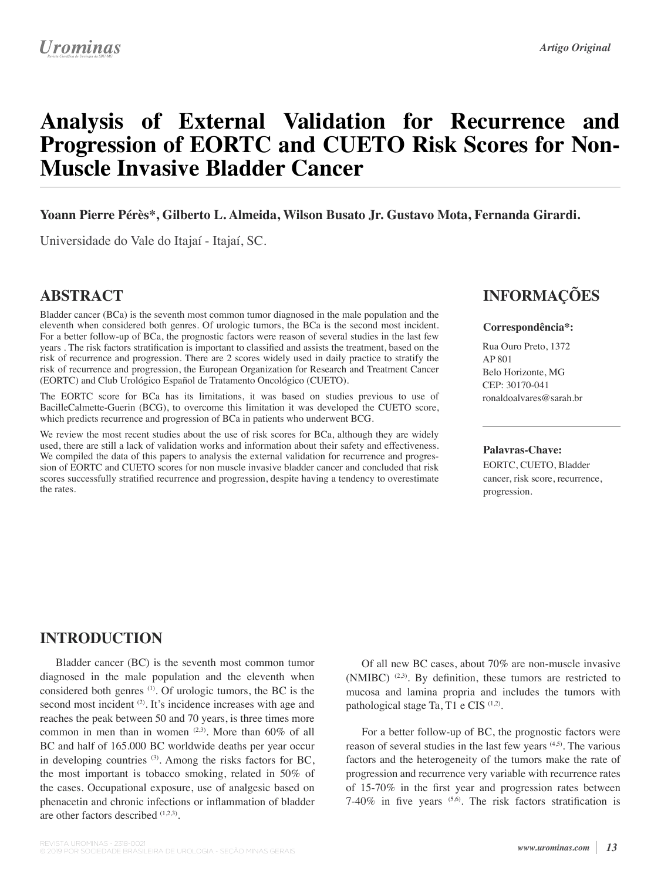# Analysis of External Validation for Recurrence and Progression of EORTC and CUETO Risk Scores for Non-Muscle Invasive Bladder Cancer

**Yoann Pierre Pérès*, Gilberto L. Almeida, Wilson Busato Jr. Gustavo Mota, Fernanda Girardi.**

Universidade do Vale do Itajaí - Itajaí, SC.

## ABSTRACT

Bladder cancer (BCa) is the seventh most common tumor diagnosed in the male population and the eleventh when considered both genres. Of urologic tumors, the BCa is the second most incident. For a better follow-up of BCa, the prognostic factors were reason of several studies in the last few years . The risk factors stratification is important to classified and assists the treatment, based on the risk of recurrence and progression. There are 2 scores widely used in daily practice to stratify the risk of recurrence and progression, the European Organization for Research and Treatment Cancer (EORTC) and Club Urológico Español de Tratamento Oncológico (CUETO).

The EORTC score for BCa has its limitations, it was based on studies previous to use of BacilleCalmette-Guerin (BCG), to overcome this limitation it was developed the CUETO score, which predicts recurrence and progression of BCa in patients who underwent BCG.

We review the most recent studies about the use of risk scores for BCa, although they are widely used, there are still a lack of validation works and information about their safety and effectiveness. We compiled the data of this papers to analysis the external validation for recurrence and progression of EORTC and CUETO scores for non muscle invasive bladder cancer and concluded that risk scores successfully stratified recurrence and progression, despite having a tendency to overestimate the rates.

## INFORMAÇÕES

**Correspondência*:**

Rua Ouro Preto, 1372
AP 801
Belo Horizonte, MG
CEP: 30170-041
ronaldoalvares@sarah.br

**Palavras-Chave:**
EORTC, CUETO, Bladder cancer, risk score, recurrence, progression.

## INTRODUCTION

Bladder cancer (BC) is the seventh most common tumor diagnosed in the male population and the eleventh when considered both genres [1]. Of urologic tumors, the BC is the second most incident [2]. It's incidence increases with age and reaches the peak between 50 and 70 years, is three times more common in men than in women [2,3]. More than 60% of all BC and half of 165.000 BC worldwide deaths per year occur in developing countries [3]. Among the risks factors for BC, the most important is tobacco smoking, related in 50% of the cases. Occupational exposure, use of analgesic based on phenacetin and chronic infections or inflammation of bladder are other factors described [1,2,3].

Of all new BC cases, about 70% are non-muscle invasive (NMIBC) [2,3]. By definition, these tumors are restricted to mucosa and lamina propria and includes the tumors with pathological stage Ta, T1 e CIS [1,2].

For a better follow-up of BC, the prognostic factors were reason of several studies in the last few years [4,5]. The various factors and the heterogeneity of the tumors make the rate of progression and recurrence very variable with recurrence rates of 15-70% in the first year and progression rates between 7-40% in five years [5,6]. The risk factors stratification is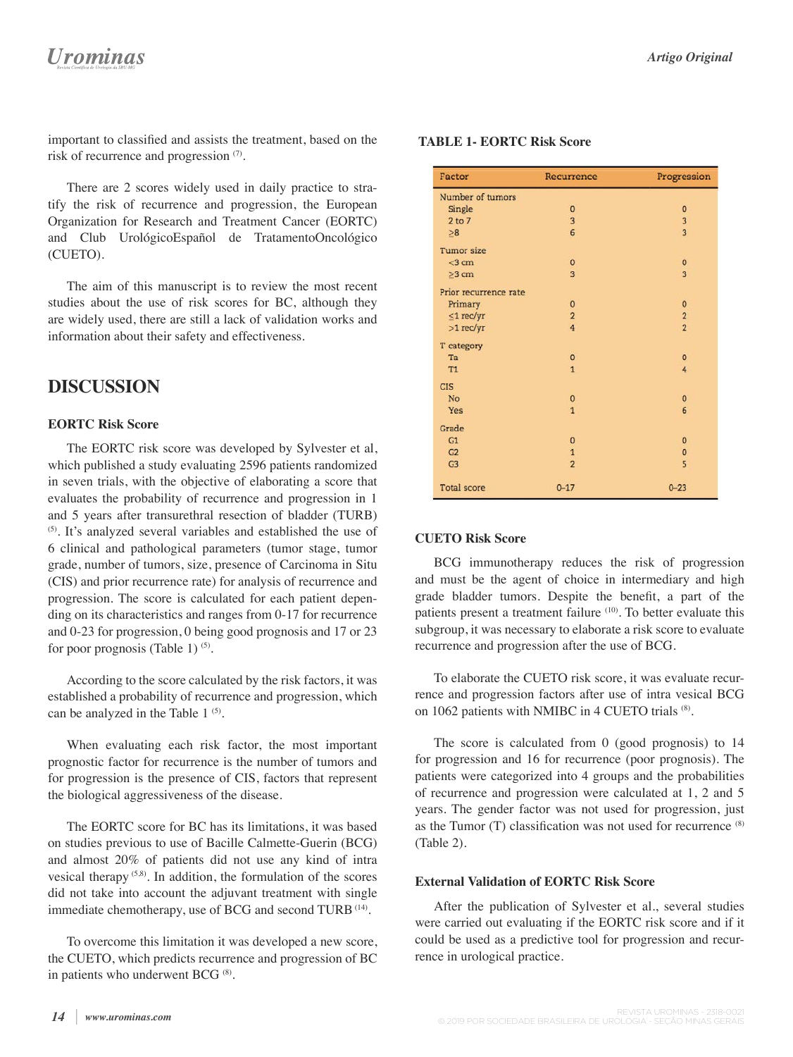important to classified and assists the treatment, based on the risk of recurrence and progression [7].

There are 2 scores widely used in daily practice to stratify the risk of recurrence and progression, the European Organization for Research and Treatment Cancer (EORTC) and Club UrológicoEspañol de TratamentoOncológico (CUETO).

The aim of this manuscript is to review the most recent studies about the use of risk scores for BC, although they are widely used, there are still a lack of validation works and information about their safety and effectiveness.

## DISCUSSION

### EORTC Risk Score

The EORTC risk score was developed by Sylvester et al, which published a study evaluating 2596 patients randomized in seven trials, with the objective of elaborating a score that evaluates the probability of recurrence and progression in 1 and 5 years after transurethral resection of bladder (TURB) [5]. It's analyzed several variables and established the use of 6 clinical and pathological parameters (tumor stage, tumor grade, number of tumors, size, presence of Carcinoma in Situ (CIS) and prior recurrence rate) for analysis of recurrence and progression. The score is calculated for each patient depending on its characteristics and ranges from 0-17 for recurrence and 0-23 for progression, 0 being good prognosis and 17 or 23 for poor prognosis (Table 1) [5].

According to the score calculated by the risk factors, it was established a probability of recurrence and progression, which can be analyzed in the Table 1 [5].

When evaluating each risk factor, the most important prognostic factor for recurrence is the number of tumors and for progression is the presence of CIS, factors that represent the biological aggressiveness of the disease.

The EORTC score for BC has its limitations, it was based on studies previous to use of Bacille Calmette-Guerin (BCG) and almost 20% of patients did not use any kind of intra vesical therapy [5,8]. In addition, the formulation of the scores did not take into account the adjuvant treatment with single immediate chemotherapy, use of BCG and second TURB [14].

To overcome this limitation it was developed a new score, the CUETO, which predicts recurrence and progression of BC in patients who underwent BCG [8].

**TABLE 1- EORTC Risk Score**

| Factor | Recurrence | Progression |
|---|---|---|
| Number of tumors | | |
| Single | 0 | 0 |
| 2 to 7 | 3 | 3 |
| ≥8 | 6 | 3 |
| Tumor size | | |
| <3 cm | 0 | 0 |
| ≥3 cm | 3 | 3 |
| Prior recurrence rate | | |
| Primary | 0 | 0 |
| ≤1 rec/yr | 2 | 2 |
| >1 rec/yr | 4 | 2 |
| T category | | |
| Ta | 0 | 0 |
| T1 | 1 | 4 |
| CIS | | |
| No | 0 | 0 |
| Yes | 1 | 6 |
| Grade | | |
| G1 | 0 | 0 |
| G2 | 1 | 0 |
| G3 | 2 | 5 |
| Total score | 0–17 | 0–23 |

### CUETO Risk Score

BCG immunotherapy reduces the risk of progression and must be the agent of choice in intermediary and high grade bladder tumors. Despite the benefit, a part of the patients present a treatment failure [10]. To better evaluate this subgroup, it was necessary to elaborate a risk score to evaluate recurrence and progression after the use of BCG.

To elaborate the CUETO risk score, it was evaluate recurrence and progression factors after use of intra vesical BCG on 1062 patients with NMIBC in 4 CUETO trials [8].

The score is calculated from 0 (good prognosis) to 14 for progression and 16 for recurrence (poor prognosis). The patients were categorized into 4 groups and the probabilities of recurrence and progression were calculated at 1, 2 and 5 years. The gender factor was not used for progression, just as the Tumor (T) classification was not used for recurrence [8] (Table 2).

### External Validation of EORTC Risk Score

After the publication of Sylvester et al., several studies were carried out evaluating if the EORTC risk score and if it could be used as a predictive tool for progression and recurrence in urological practice.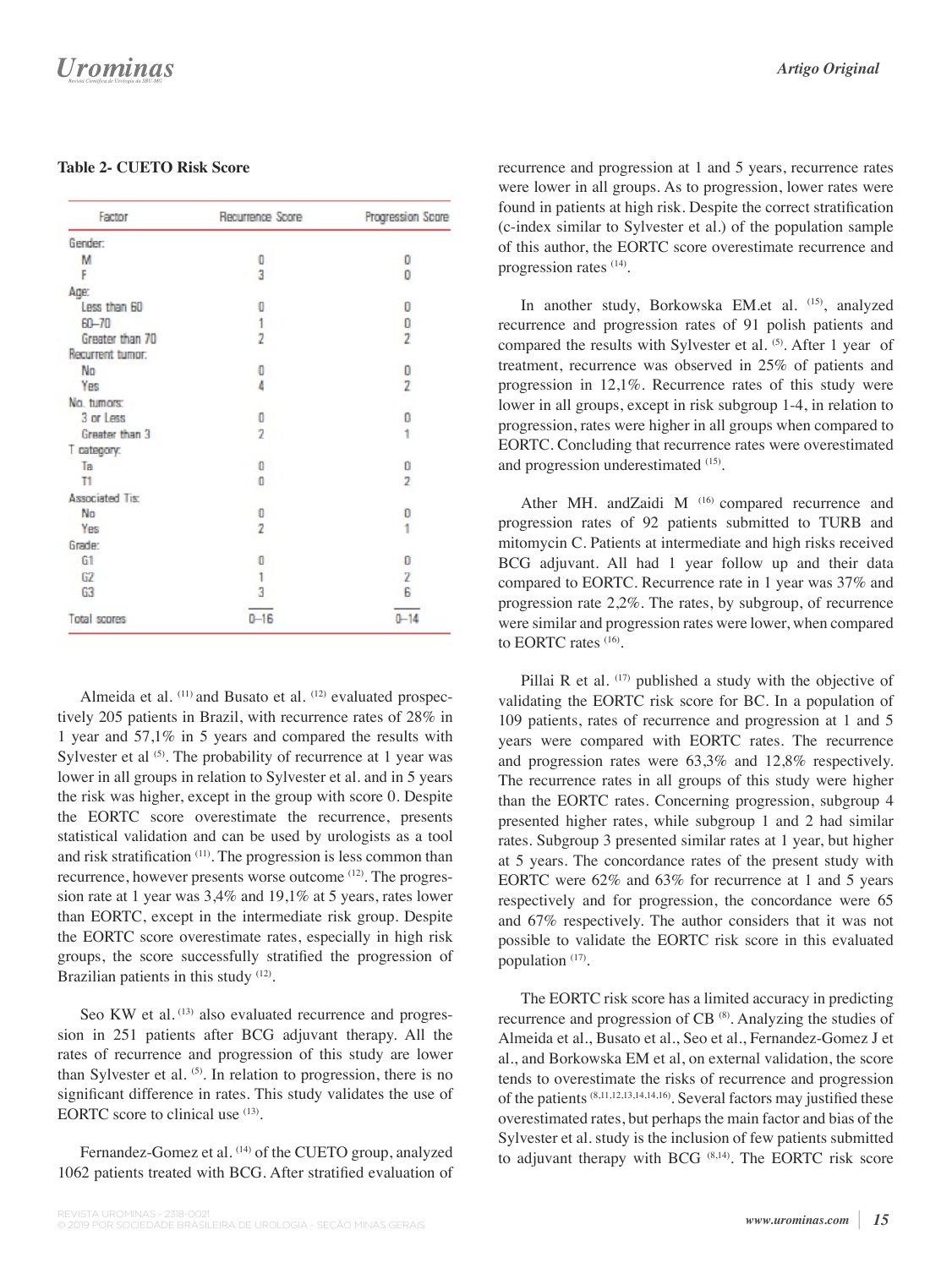**Table 2- CUETO Risk Score**

| Factor | Recurrence Score | Progression Score |
|---|---|---|
| Gender: | | |
| M | 0 | 0 |
| F | 3 | 0 |
| Age: | | |
| Less than 60 | 0 | 0 |
| 60–70 | 1 | 0 |
| Greater than 70 | 2 | 2 |
| Recurrent tumor: | | |
| No | 0 | 0 |
| Yes | 4 | 2 |
| No. tumors: | | |
| 3 or Less | 0 | 0 |
| Greater than 3 | 2 | 1 |
| T category: | | |
| Ta | 0 | 0 |
| T1 | 0 | 2 |
| Associated Tis: | | |
| No | 0 | 0 |
| Yes | 2 | 1 |
| Grade: | | |
| G1 | 0 | 0 |
| G2 | 1 | 2 |
| G3 | 3 | 6 |
| Total scores | 0–16 | 0–14 |

Almeida et al. [11] and Busato et al. [12] evaluated prospectively 205 patients in Brazil, with recurrence rates of 28% in 1 year and 57,1% in 5 years and compared the results with Sylvester et al [5]. The probability of recurrence at 1 year was lower in all groups in relation to Sylvester et al. and in 5 years the risk was higher, except in the group with score 0. Despite the EORTC score overestimate the recurrence, presents statistical validation and can be used by urologists as a tool and risk stratification [11]. The progression is less common than recurrence, however presents worse outcome [12]. The progression rate at 1 year was 3,4% and 19,1% at 5 years, rates lower than EORTC, except in the intermediate risk group. Despite the EORTC score overestimate rates, especially in high risk groups, the score successfully stratified the progression of Brazilian patients in this study [12].

Seo KW et al. [13] also evaluated recurrence and progression in 251 patients after BCG adjuvant therapy. All the rates of recurrence and progression of this study are lower than Sylvester et al. [5]. In relation to progression, there is no significant difference in rates. This study validates the use of EORTC score to clinical use [13].

Fernandez-Gomez et al. [14] of the CUETO group, analyzed 1062 patients treated with BCG. After stratified evaluation of recurrence and progression at 1 and 5 years, recurrence rates were lower in all groups. As to progression, lower rates were found in patients at high risk. Despite the correct stratification (c-index similar to Sylvester et al.) of the population sample of this author, the EORTC score overestimate recurrence and progression rates [14].

In another study, Borkowska EM.et al. [15], analyzed recurrence and progression rates of 91 polish patients and compared the results with Sylvester et al. [5]. After 1 year of treatment, recurrence was observed in 25% of patients and progression in 12,1%. Recurrence rates of this study were lower in all groups, except in risk subgroup 1-4, in relation to progression, rates were higher in all groups when compared to EORTC. Concluding that recurrence rates were overestimated and progression underestimated [15].

Ather MH. andZaidi M [16] compared recurrence and progression rates of 92 patients submitted to TURB and mitomycin C. Patients at intermediate and high risks received BCG adjuvant. All had 1 year follow up and their data compared to EORTC. Recurrence rate in 1 year was 37% and progression rate 2,2%. The rates, by subgroup, of recurrence were similar and progression rates were lower, when compared to EORTC rates [16].

Pillai R et al. [17] published a study with the objective of validating the EORTC risk score for BC. In a population of 109 patients, rates of recurrence and progression at 1 and 5 years were compared with EORTC rates. The recurrence and progression rates were 63,3% and 12,8% respectively. The recurrence rates in all groups of this study were higher than the EORTC rates. Concerning progression, subgroup 4 presented higher rates, while subgroup 1 and 2 had similar rates. Subgroup 3 presented similar rates at 1 year, but higher at 5 years. The concordance rates of the present study with EORTC were 62% and 63% for recurrence at 1 and 5 years respectively and for progression, the concordance were 65 and 67% respectively. The author considers that it was not possible to validate the EORTC risk score in this evaluated population [17].

The EORTC risk score has a limited accuracy in predicting recurrence and progression of CB [8]. Analyzing the studies of Almeida et al., Busato et al., Seo et al., Fernandez-Gomez J et al., and Borkowska EM et al, on external validation, the score tends to overestimate the risks of recurrence and progression of the patients [8,11,12,13,14,14,16]. Several factors may justified these overestimated rates, but perhaps the main factor and bias of the Sylvester et al. study is the inclusion of few patients submitted to adjuvant therapy with BCG [8,14]. The EORTC risk score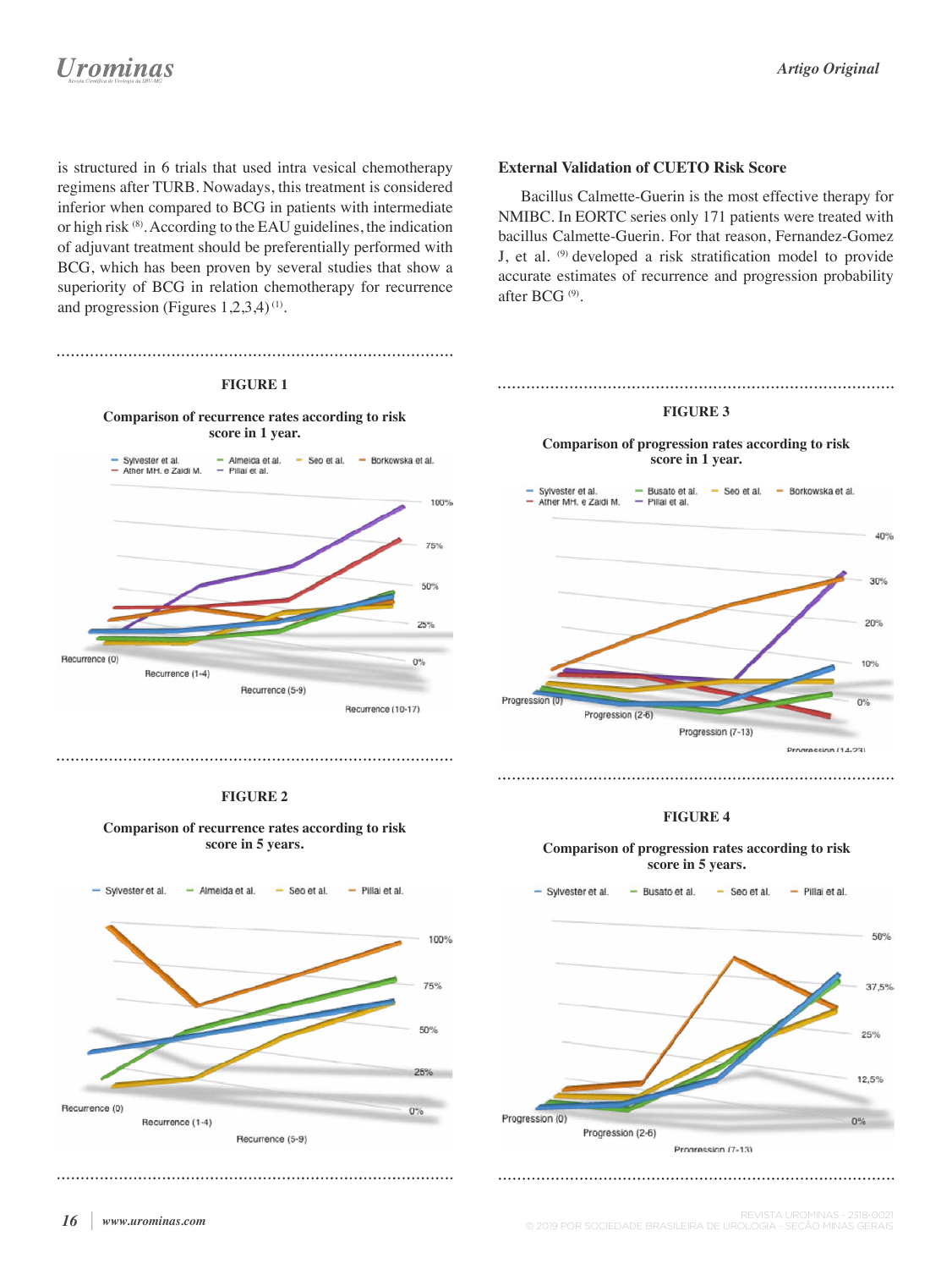is structured in 6 trials that used intra vesical chemotherapy regimens after TURB. Nowadays, this treatment is considered inferior when compared to BCG in patients with intermediate or high risk [8]. According to the EAU guidelines, the indication of adjuvant treatment should be preferentially performed with BCG, which has been proven by several studies that show a superiority of BCG in relation chemotherapy for recurrence and progression (Figures 1,2,3,4) [1].

**FIGURE 1**

**Comparison of recurrence rates according to risk score in 1 year.**

Sylvester et al. · Almeida et al. · Seo et al. · Borkowska et al.
Ather MH. e Zaidi M. · Pillai et al.

100%
75%
50%
25%
0%

Recurrence (0)
Recurrence (1-4)
Recurrence (5-9)
Recurrence (10-17)

**FIGURE 2**

**Comparison of recurrence rates according to risk score in 5 years.**

Sylvester et al. · Almeida et al. · Seo et al. · Pillai et al.

100%
75%
50%
25%
0%

Recurrence (0)
Recurrence (1-4)
Recurrence (5-9)

## External Validation of CUETO Risk Score

Bacillus Calmette-Guerin is the most effective therapy for NMIBC. In EORTC series only 171 patients were treated with bacillus Calmette-Guerin. For that reason, Fernandez-Gomez J, et al. [9] developed a risk stratification model to provide accurate estimates of recurrence and progression probability after BCG [9].

**FIGURE 3**

**Comparison of progression rates according to risk score in 1 year.**

Sylvester et al. · Busato et al. · Seo et al. · Borkowska et al.
Ather MH. e Zaidi M. · Pillai et al.

40%
30%
20%
10%
0%

Progression (0)
Progression (2-6)
Progression (7-13)
Progression (14-23)

**FIGURE 4**

**Comparison of progression rates according to risk score in 5 years.**

Sylvester et al. · Busato et al. · Seo et al. · Pillai et al.

50%
37,5%
25%
12,5%
0%

Progression (0)
Progression (2-6)
Progression (7-13)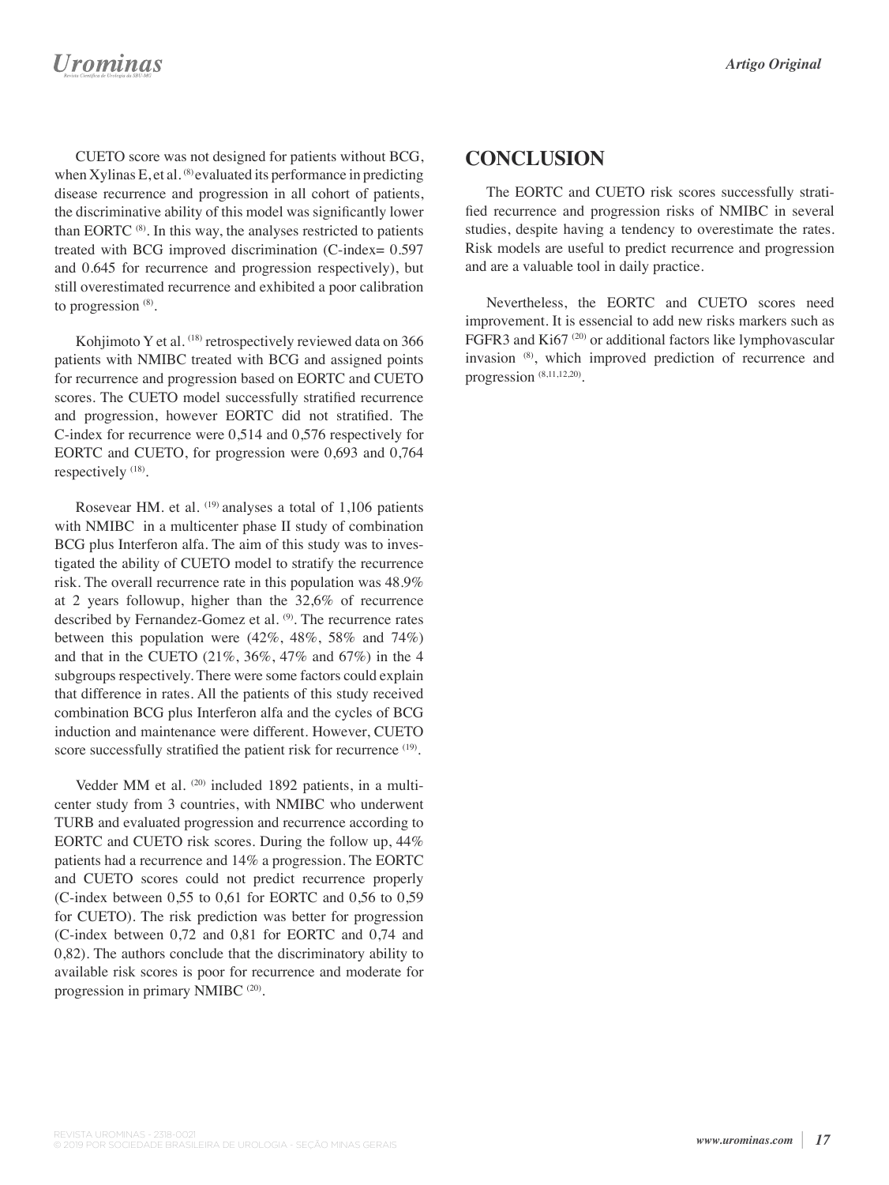CUETO score was not designed for patients without BCG, when Xylinas E, et al. [8] evaluated its performance in predicting disease recurrence and progression in all cohort of patients, the discriminative ability of this model was significantly lower than EORTC [8]. In this way, the analyses restricted to patients treated with BCG improved discrimination (C-index= 0.597 and 0.645 for recurrence and progression respectively), but still overestimated recurrence and exhibited a poor calibration to progression [8].

Kohjimoto Y et al. [18] retrospectively reviewed data on 366 patients with NMIBC treated with BCG and assigned points for recurrence and progression based on EORTC and CUETO scores. The CUETO model successfully stratified recurrence and progression, however EORTC did not stratified. The C-index for recurrence were 0,514 and 0,576 respectively for EORTC and CUETO, for progression were 0,693 and 0,764 respectively [18].

Rosevear HM. et al. [19] analyses a total of 1,106 patients with NMIBC in a multicenter phase II study of combination BCG plus Interferon alfa. The aim of this study was to investigated the ability of CUETO model to stratify the recurrence risk. The overall recurrence rate in this population was 48.9% at 2 years followup, higher than the 32,6% of recurrence described by Fernandez-Gomez et al. [9]. The recurrence rates between this population were (42%, 48%, 58% and 74%) and that in the CUETO (21%, 36%, 47% and 67%) in the 4 subgroups respectively. There were some factors could explain that difference in rates. All the patients of this study received combination BCG plus Interferon alfa and the cycles of BCG induction and maintenance were different. However, CUETO score successfully stratified the patient risk for recurrence [19].

Vedder MM et al. [20] included 1892 patients, in a multicenter study from 3 countries, with NMIBC who underwent TURB and evaluated progression and recurrence according to EORTC and CUETO risk scores. During the follow up, 44% patients had a recurrence and 14% a progression. The EORTC and CUETO scores could not predict recurrence properly (C-index between 0,55 to 0,61 for EORTC and 0,56 to 0,59 for CUETO). The risk prediction was better for progression (C-index between 0,72 and 0,81 for EORTC and 0,74 and 0,82). The authors conclude that the discriminatory ability to available risk scores is poor for recurrence and moderate for progression in primary NMIBC [20].

## CONCLUSION

The EORTC and CUETO risk scores successfully stratified recurrence and progression risks of NMIBC in several studies, despite having a tendency to overestimate the rates. Risk models are useful to predict recurrence and progression and are a valuable tool in daily practice.

Nevertheless, the EORTC and CUETO scores need improvement. It is essencial to add new risks markers such as FGFR3 and Ki67 [20] or additional factors like lymphovascular invasion [8], which improved prediction of recurrence and progression [8,11,12,20].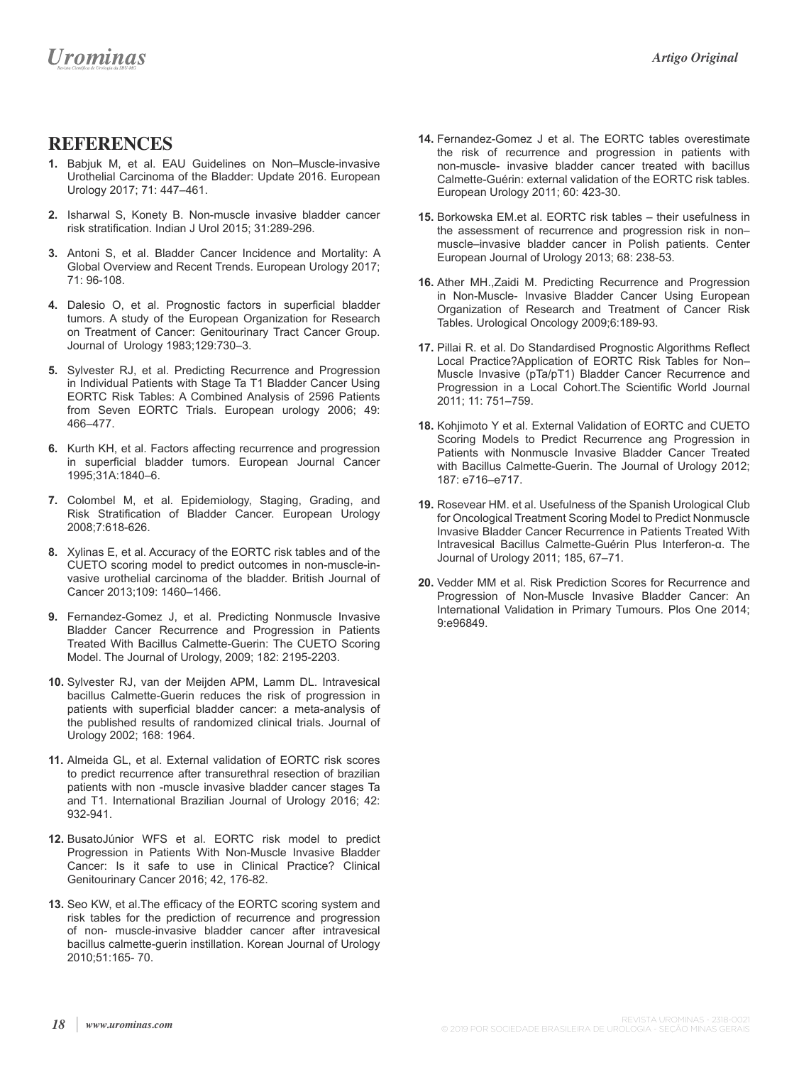## REFERENCES

1. Babjuk M, et al. EAU Guidelines on Non–Muscle-invasive Urothelial Carcinoma of the Bladder: Update 2016. European Urology 2017; 71: 447–461.

2. Isharwal S, Konety B. Non-muscle invasive bladder cancer risk stratification. Indian J Urol 2015; 31:289-296.

3. Antoni S, et al. Bladder Cancer Incidence and Mortality: A Global Overview and Recent Trends. European Urology 2017; 71: 96-108.

4. Dalesio O, et al. Prognostic factors in superficial bladder tumors. A study of the European Organization for Research on Treatment of Cancer: Genitourinary Tract Cancer Group. Journal of Urology 1983;129:730–3.

5. Sylvester RJ, et al. Predicting Recurrence and Progression in Individual Patients with Stage Ta T1 Bladder Cancer Using EORTC Risk Tables: A Combined Analysis of 2596 Patients from Seven EORTC Trials. European urology 2006; 49: 466–477.

6. Kurth KH, et al. Factors affecting recurrence and progression in superficial bladder tumors. European Journal Cancer 1995;31A:1840–6.

7. Colombel M, et al. Epidemiology, Staging, Grading, and Risk Stratification of Bladder Cancer. European Urology 2008;7:618-626.

8. Xylinas E, et al. Accuracy of the EORTC risk tables and of the CUETO scoring model to predict outcomes in non-muscle-invasive urothelial carcinoma of the bladder. British Journal of Cancer 2013;109: 1460–1466.

9. Fernandez-Gomez J, et al. Predicting Nonmuscle Invasive Bladder Cancer Recurrence and Progression in Patients Treated With Bacillus Calmette-Guerin: The CUETO Scoring Model. The Journal of Urology, 2009; 182: 2195-2203.

10. Sylvester RJ, van der Meijden APM, Lamm DL. Intravesical bacillus Calmette-Guerin reduces the risk of progression in patients with superficial bladder cancer: a meta-analysis of the published results of randomized clinical trials. Journal of Urology 2002; 168: 1964.

11. Almeida GL, et al. External validation of EORTC risk scores to predict recurrence after transurethral resection of brazilian patients with non -muscle invasive bladder cancer stages Ta and T1. International Brazilian Journal of Urology 2016; 42: 932-941.

12. BusatoJúnior WFS et al. EORTC risk model to predict Progression in Patients With Non-Muscle Invasive Bladder Cancer: Is it safe to use in Clinical Practice? Clinical Genitourinary Cancer 2016; 42, 176-82.

13. Seo KW, et al.The efficacy of the EORTC scoring system and risk tables for the prediction of recurrence and progression of non- muscle-invasive bladder cancer after intravesical bacillus calmette-guerin instillation. Korean Journal of Urology 2010;51:165- 70.

14. Fernandez-Gomez J et al. The EORTC tables overestimate the risk of recurrence and progression in patients with non-muscle- invasive bladder cancer treated with bacillus Calmette-Guérin: external validation of the EORTC risk tables. European Urology 2011; 60: 423-30.

15. Borkowska EM.et al. EORTC risk tables – their usefulness in the assessment of recurrence and progression risk in non–muscle–invasive bladder cancer in Polish patients. Center European Journal of Urology 2013; 68: 238-53.

16. Ather MH.,Zaidi M. Predicting Recurrence and Progression in Non-Muscle- Invasive Bladder Cancer Using European Organization of Research and Treatment of Cancer Risk Tables. Urological Oncology 2009;6:189-93.

17. Pillai R. et al. Do Standardised Prognostic Algorithms Reflect Local Practice?Application of EORTC Risk Tables for Non–Muscle Invasive (pTa/pT1) Bladder Cancer Recurrence and Progression in a Local Cohort.The Scientific World Journal 2011; 11: 751–759.

18. Kohjimoto Y et al. External Validation of EORTC and CUETO Scoring Models to Predict Recurrence ang Progression in Patients with Nonmuscle Invasive Bladder Cancer Treated with Bacillus Calmette-Guerin. The Journal of Urology 2012; 187: e716–e717.

19. Rosevear HM. et al. Usefulness of the Spanish Urological Club for Oncological Treatment Scoring Model to Predict Nonmuscle Invasive Bladder Cancer Recurrence in Patients Treated With Intravesical Bacillus Calmette-Guérin Plus Interferon-α. The Journal of Urology 2011; 185, 67–71.

20. Vedder MM et al. Risk Prediction Scores for Recurrence and Progression of Non-Muscle Invasive Bladder Cancer: An International Validation in Primary Tumours. Plos One 2014; 9:e96849.